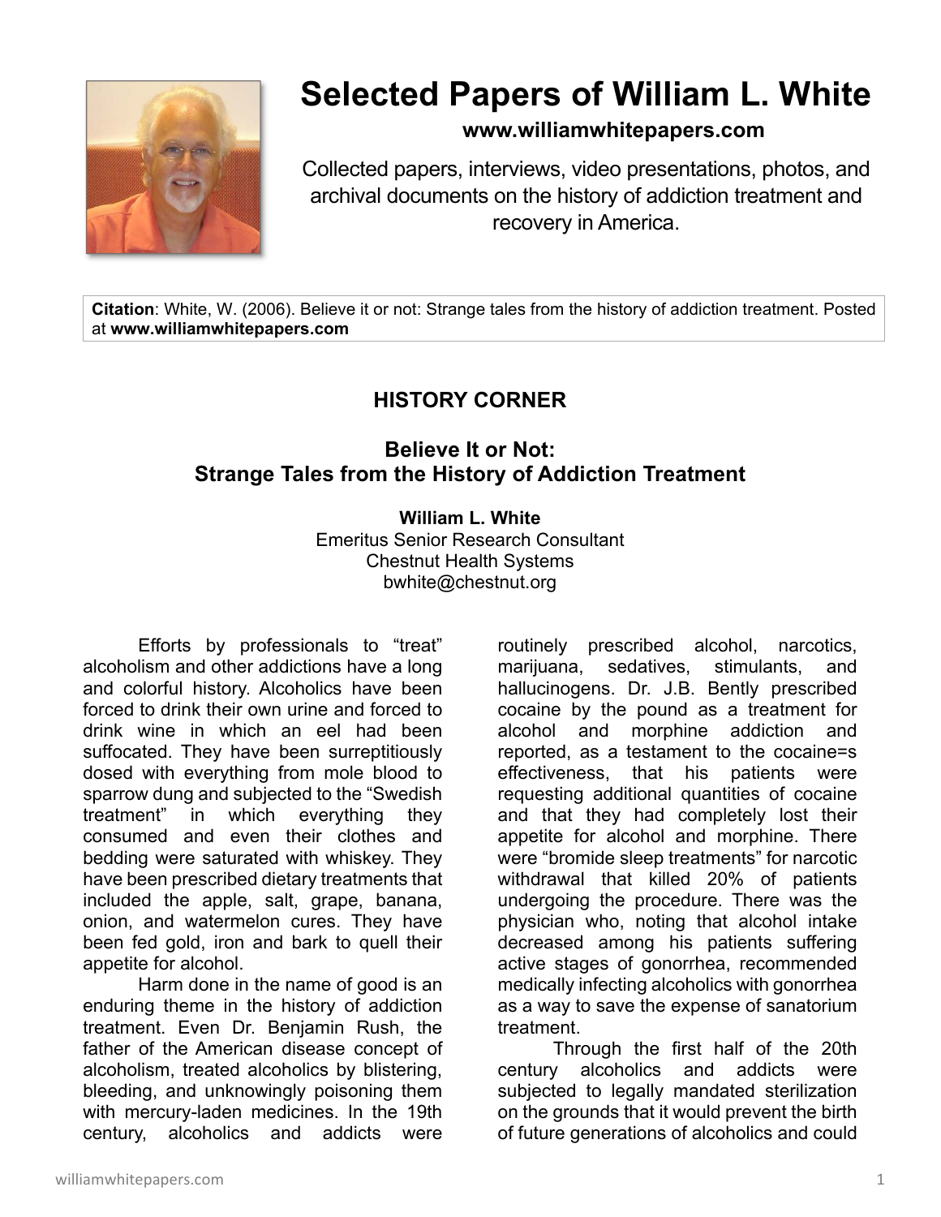# Selected Papers of William L. White

**www.williamwhitepapers.com**

Collected papers, interviews, video presentations, photos, and archival documents on the history of addiction treatment and recovery in America.

**Citation**: White, W. (2006). Believe it or not: Strange tales from the history of addiction treatment. Posted at **www.williamwhitepapers.com**

## HISTORY CORNER

### Believe It or Not: Strange Tales from the History of Addiction Treatment

**William L. White**
Emeritus Senior Research Consultant
Chestnut Health Systems
bwhite@chestnut.org

Efforts by professionals to "treat" alcoholism and other addictions have a long and colorful history. Alcoholics have been forced to drink their own urine and forced to drink wine in which an eel had been suffocated. They have been surreptitiously dosed with everything from mole blood to sparrow dung and subjected to the "Swedish treatment" in which everything they consumed and even their clothes and bedding were saturated with whiskey. They have been prescribed dietary treatments that included the apple, salt, grape, banana, onion, and watermelon cures. They have been fed gold, iron and bark to quell their appetite for alcohol.

Harm done in the name of good is an enduring theme in the history of addiction treatment. Even Dr. Benjamin Rush, the father of the American disease concept of alcoholism, treated alcoholics by blistering, bleeding, and unknowingly poisoning them with mercury-laden medicines. In the 19th century, alcoholics and addicts were routinely prescribed alcohol, narcotics, marijuana, sedatives, stimulants, and hallucinogens. Dr. J.B. Bently prescribed cocaine by the pound as a treatment for alcohol and morphine addiction and reported, as a testament to the cocaine=s effectiveness, that his patients were requesting additional quantities of cocaine and that they had completely lost their appetite for alcohol and morphine. There were "bromide sleep treatments" for narcotic withdrawal that killed 20% of patients undergoing the procedure. There was the physician who, noting that alcohol intake decreased among his patients suffering active stages of gonorrhea, recommended medically infecting alcoholics with gonorrhea as a way to save the expense of sanatorium treatment.

Through the first half of the 20th century alcoholics and addicts were subjected to legally mandated sterilization on the grounds that it would prevent the birth of future generations of alcoholics and could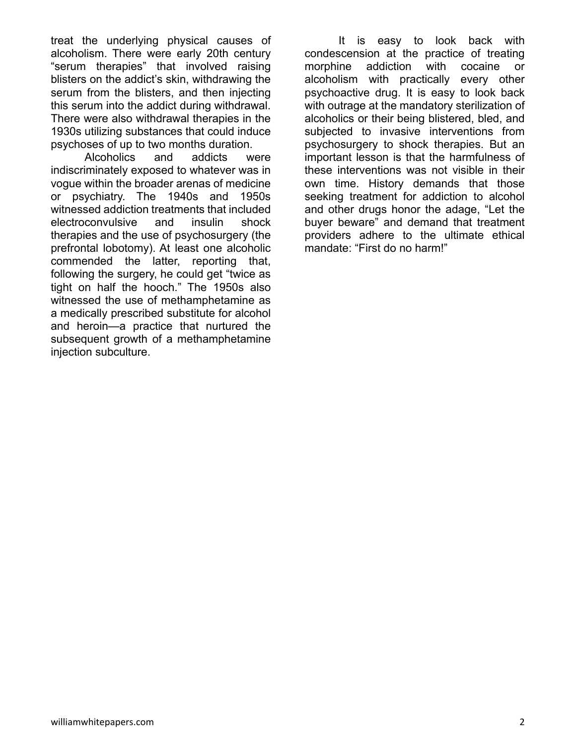treat the underlying physical causes of alcoholism. There were early 20th century "serum therapies" that involved raising blisters on the addict's skin, withdrawing the serum from the blisters, and then injecting this serum into the addict during withdrawal. There were also withdrawal therapies in the 1930s utilizing substances that could induce psychoses of up to two months duration.

Alcoholics and addicts were indiscriminately exposed to whatever was in vogue within the broader arenas of medicine or psychiatry. The 1940s and 1950s witnessed addiction treatments that included electroconvulsive and insulin shock therapies and the use of psychosurgery (the prefrontal lobotomy). At least one alcoholic commended the latter, reporting that, following the surgery, he could get "twice as tight on half the hooch." The 1950s also witnessed the use of methamphetamine as a medically prescribed substitute for alcohol and heroin—a practice that nurtured the subsequent growth of a methamphetamine injection subculture.

It is easy to look back with condescension at the practice of treating morphine addiction with cocaine or alcoholism with practically every other psychoactive drug. It is easy to look back with outrage at the mandatory sterilization of alcoholics or their being blistered, bled, and subjected to invasive interventions from psychosurgery to shock therapies. But an important lesson is that the harmfulness of these interventions was not visible in their own time. History demands that those seeking treatment for addiction to alcohol and other drugs honor the adage, "Let the buyer beware" and demand that treatment providers adhere to the ultimate ethical mandate: "First do no harm!"